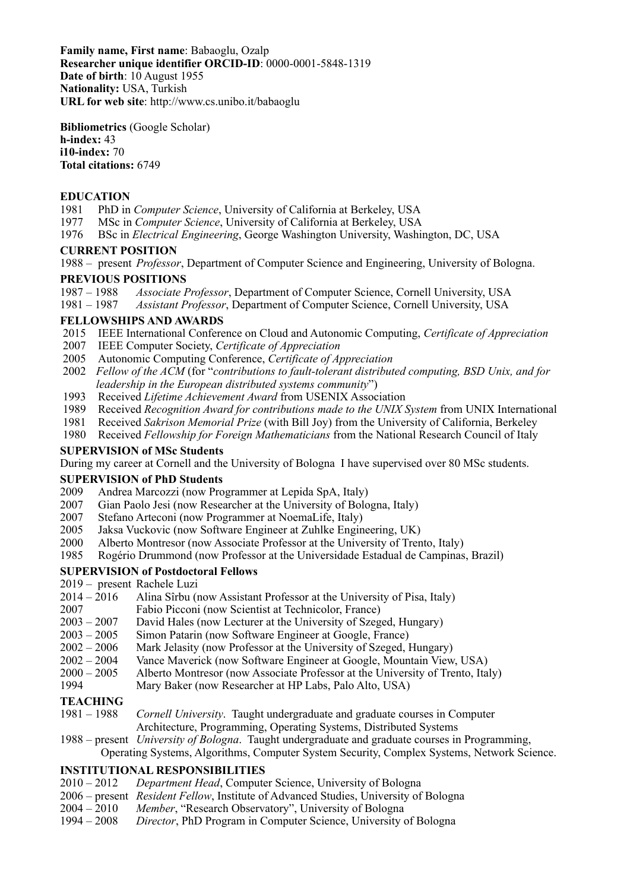**Family name, First name**: Babaoglu, Ozalp
**Researcher unique identifier ORCID-ID**: 0000-0001-5848-1319
**Date of birth**: 10 August 1955
**Nationality:** USA, Turkish
**URL for web site**: http://www.cs.unibo.it/babaoglu

**Bibliometrics** (Google Scholar)
**h-index:** 43
**i10-index:** 70
**Total citations:** 6749

## EDUCATION

1981 PhD in *Computer Science*, University of California at Berkeley, USA
1977 MSc in *Computer Science*, University of California at Berkeley, USA
1976 BSc in *Electrical Engineering*, George Washington University, Washington, DC, USA

## CURRENT POSITION

1988 – present *Professor*, Department of Computer Science and Engineering, University of Bologna.

## PREVIOUS POSITIONS

1987 – 1988 *Associate Professor*, Department of Computer Science, Cornell University, USA
1981 – 1987 *Assistant Professor*, Department of Computer Science, Cornell University, USA

## FELLOWSHIPS AND AWARDS

2015 IEEE International Conference on Cloud and Autonomic Computing, *Certificate of Appreciation*
2007 IEEE Computer Society, *Certificate of Appreciation*
2005 Autonomic Computing Conference, *Certificate of Appreciation*
2002 *Fellow of the ACM* (for "*contributions to fault-tolerant distributed computing, BSD Unix, and for leadership in the European distributed systems community*")
1993 Received *Lifetime Achievement Award* from USENIX Association
1989 Received *Recognition Award for contributions made to the UNIX System* from UNIX International
1981 Received *Sakrison Memorial Prize* (with Bill Joy) from the University of California, Berkeley
1980 Received *Fellowship for Foreign Mathematicians* from the National Research Council of Italy

## SUPERVISION of MSc Students

During my career at Cornell and the University of Bologna I have supervised over 80 MSc students.

## SUPERVISION of PhD Students

2009 Andrea Marcozzi (now Programmer at Lepida SpA, Italy)
2007 Gian Paolo Jesi (now Researcher at the University of Bologna, Italy)
2007 Stefano Arteconi (now Programmer at NoemaLife, Italy)
2005 Jaksa Vuckovic (now Software Engineer at Zuhlke Engineering, UK)
2000 Alberto Montresor (now Associate Professor at the University of Trento, Italy)
1985 Rogério Drummond (now Professor at the Universidade Estadual de Campinas, Brazil)

## SUPERVISION of Postdoctoral Fellows

2019 – present Rachele Luzi
2014 – 2016 Alina Sîrbu (now Assistant Professor at the University of Pisa, Italy)
2007 Fabio Picconi (now Scientist at Technicolor, France)
2003 – 2007 David Hales (now Lecturer at the University of Szeged, Hungary)
2003 – 2005 Simon Patarin (now Software Engineer at Google, France)
2002 – 2006 Mark Jelasity (now Professor at the University of Szeged, Hungary)
2002 – 2004 Vance Maverick (now Software Engineer at Google, Mountain View, USA)
2000 – 2005 Alberto Montresor (now Associate Professor at the University of Trento, Italy)
1994 Mary Baker (now Researcher at HP Labs, Palo Alto, USA)

## TEACHING

1981 – 1988 *Cornell University*. Taught undergraduate and graduate courses in Computer Architecture, Programming, Operating Systems, Distributed Systems
1988 – present *University of Bologna*. Taught undergraduate and graduate courses in Programming, Operating Systems, Algorithms, Computer System Security, Complex Systems, Network Science.

## INSTITUTIONAL RESPONSIBILITIES

2010 – 2012 *Department Head*, Computer Science, University of Bologna
2006 – present *Resident Fellow*, Institute of Advanced Studies, University of Bologna
2004 – 2010 *Member*, "Research Observatory", University of Bologna
1994 – 2008 *Director*, PhD Program in Computer Science, University of Bologna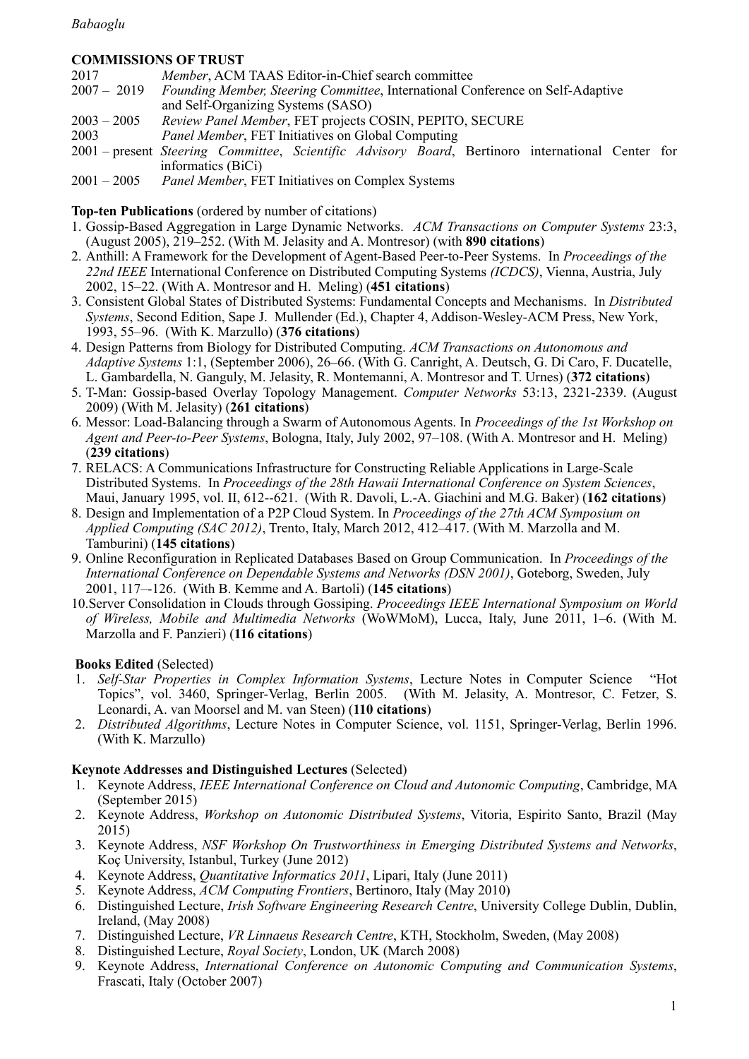**COMMISSIONS OF TRUST**

2017 *Member*, ACM TAAS Editor-in-Chief search committee

2007 – 2019 *Founding Member, Steering Committee*, International Conference on Self-Adaptive and Self-Organizing Systems (SASO)

2003 – 2005 *Review Panel Member*, FET projects COSIN, PEPITO, SECURE

2003 *Panel Member*, FET Initiatives on Global Computing

2001 – present *Steering Committee*, *Scientific Advisory Board*, Bertinoro international Center for informatics (BiCi)

2001 – 2005 *Panel Member*, FET Initiatives on Complex Systems

**Top-ten Publications** (ordered by number of citations)

1. Gossip-Based Aggregation in Large Dynamic Networks. *ACM Transactions on Computer Systems* 23:3, (August 2005), 219–252. (With M. Jelasity and A. Montresor) (with **890 citations**)
2. Anthill: A Framework for the Development of Agent-Based Peer-to-Peer Systems. In *Proceedings of the 22nd IEEE* International Conference on Distributed Computing Systems *(ICDCS)*, Vienna, Austria, July 2002, 15–22. (With A. Montresor and H. Meling) (**451 citations**)
3. Consistent Global States of Distributed Systems: Fundamental Concepts and Mechanisms. In *Distributed Systems*, Second Edition, Sape J. Mullender (Ed.), Chapter 4, Addison-Wesley-ACM Press, New York, 1993, 55–96. (With K. Marzullo) (**376 citations**)
4. Design Patterns from Biology for Distributed Computing. *ACM Transactions on Autonomous and Adaptive Systems* 1:1, (September 2006), 26–66. (With G. Canright, A. Deutsch, G. Di Caro, F. Ducatelle, L. Gambardella, N. Ganguly, M. Jelasity, R. Montemanni, A. Montresor and T. Urnes) (**372 citations**)
5. T-Man: Gossip-based Overlay Topology Management. *Computer Networks* 53:13, 2321-2339. (August 2009) (With M. Jelasity) (**261 citations**)
6. Messor: Load-Balancing through a Swarm of Autonomous Agents. In *Proceedings of the 1st Workshop on Agent and Peer-to-Peer Systems*, Bologna, Italy, July 2002, 97–108. (With A. Montresor and H. Meling) (**239 citations**)
7. RELACS: A Communications Infrastructure for Constructing Reliable Applications in Large-Scale Distributed Systems. In *Proceedings of the 28th Hawaii International Conference on System Sciences*, Maui, January 1995, vol. II, 612--621. (With R. Davoli, L.-A. Giachini and M.G. Baker) (**162 citations**)
8. Design and Implementation of a P2P Cloud System. In *Proceedings of the 27th ACM Symposium on Applied Computing (SAC 2012)*, Trento, Italy, March 2012, 412–417. (With M. Marzolla and M. Tamburini) (**145 citations**)
9. Online Reconfiguration in Replicated Databases Based on Group Communication. In *Proceedings of the International Conference on Dependable Systems and Networks (DSN 2001)*, Goteborg, Sweden, July 2001, 117–-126. (With B. Kemme and A. Bartoli) (**145 citations**)
10. Server Consolidation in Clouds through Gossiping. *Proceedings IEEE International Symposium on World of Wireless, Mobile and Multimedia Networks* (WoWMoM), Lucca, Italy, June 2011, 1–6. (With M. Marzolla and F. Panzieri) (**116 citations**)

**Books Edited** (Selected)

1. *Self-Star Properties in Complex Information Systems*, Lecture Notes in Computer Science "Hot Topics", vol. 3460, Springer-Verlag, Berlin 2005. (With M. Jelasity, A. Montresor, C. Fetzer, S. Leonardi, A. van Moorsel and M. van Steen) (**110 citations**)
2. *Distributed Algorithms*, Lecture Notes in Computer Science, vol. 1151, Springer-Verlag, Berlin 1996. (With K. Marzullo)

**Keynote Addresses and Distinguished Lectures** (Selected)

1. Keynote Address, *IEEE International Conference on Cloud and Autonomic Computing*, Cambridge, MA (September 2015)
2. Keynote Address, *Workshop on Autonomic Distributed Systems*, Vitoria, Espirito Santo, Brazil (May 2015)
3. Keynote Address, *NSF Workshop On Trustworthiness in Emerging Distributed Systems and Networks*, Koç University, Istanbul, Turkey (June 2012)
4. Keynote Address, *Quantitative Informatics 2011*, Lipari, Italy (June 2011)
5. Keynote Address, *ACM Computing Frontiers*, Bertinoro, Italy (May 2010)
6. Distinguished Lecture, *Irish Software Engineering Research Centre*, University College Dublin, Dublin, Ireland, (May 2008)
7. Distinguished Lecture, *VR Linnaeus Research Centre*, KTH, Stockholm, Sweden, (May 2008)
8. Distinguished Lecture, *Royal Society*, London, UK (March 2008)
9. Keynote Address, *International Conference on Autonomic Computing and Communication Systems*, Frascati, Italy (October 2007)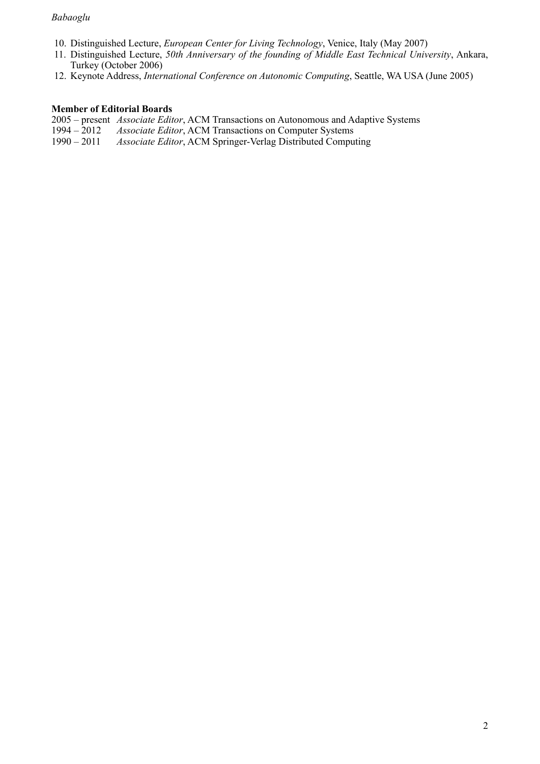10. Distinguished Lecture, *European Center for Living Technology*, Venice, Italy (May 2007)
11. Distinguished Lecture, *50th Anniversary of the founding of Middle East Technical University*, Ankara, Turkey (October 2006)
12. Keynote Address, *International Conference on Autonomic Computing*, Seattle, WA USA (June 2005)

**Member of Editorial Boards**

2005 – present *Associate Editor*, ACM Transactions on Autonomous and Adaptive Systems
1994 – 2012 *Associate Editor*, ACM Transactions on Computer Systems
1990 – 2011 *Associate Editor*, ACM Springer-Verlag Distributed Computing